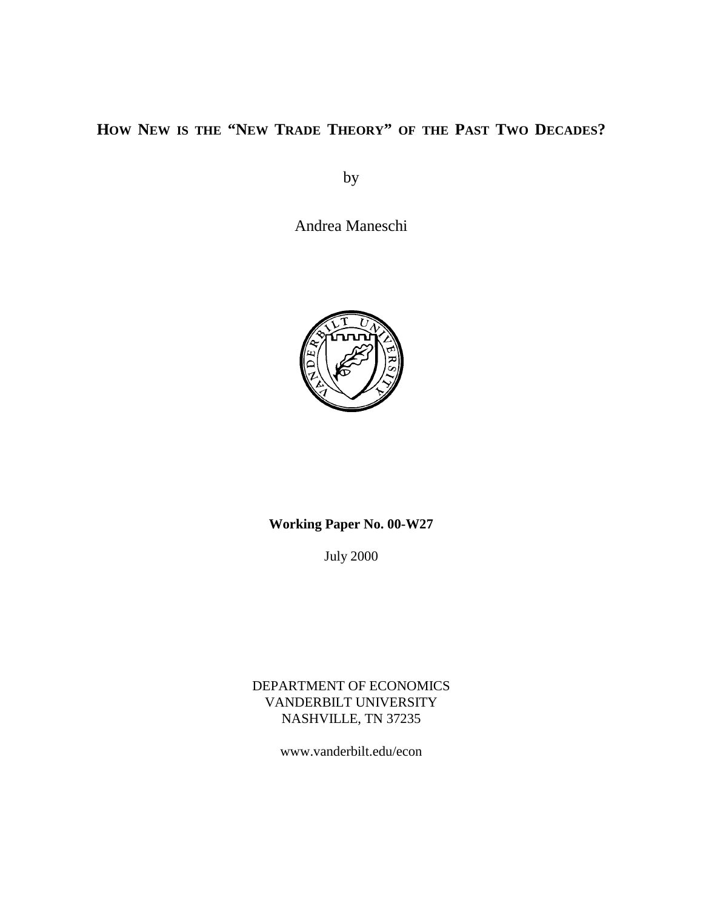# How New is the "New Trade Theory" of the Past Two Decades?

by

Andrea Maneschi

**Working Paper No. 00-W27**

July 2000

DEPARTMENT OF ECONOMICS
VANDERBILT UNIVERSITY
NASHVILLE, TN 37235

www.vanderbilt.edu/econ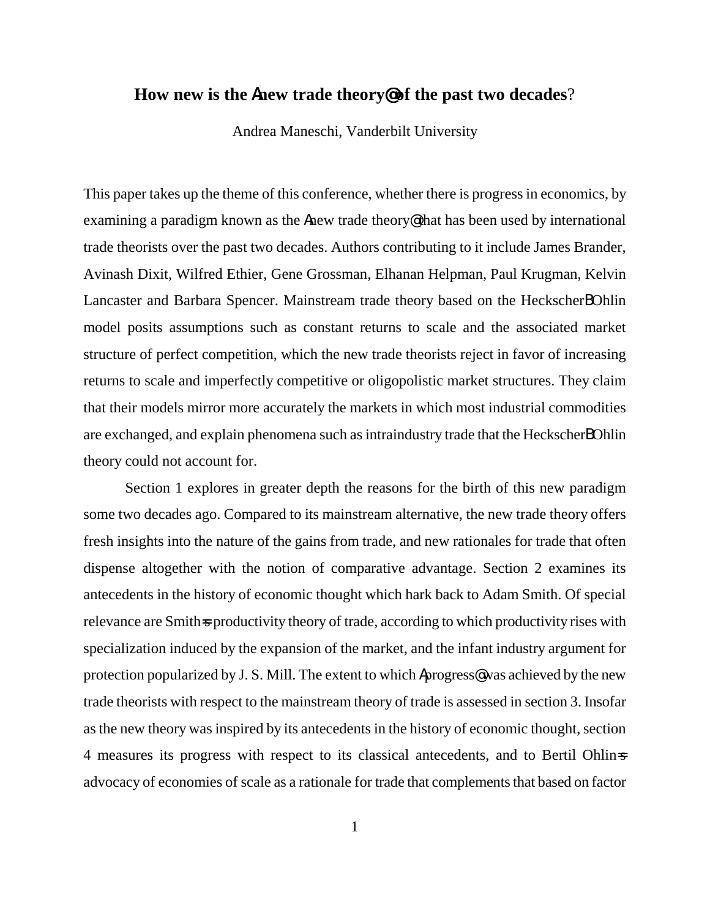# How new is the "new trade theory" of the past two decades?

Andrea Maneschi, Vanderbilt University

This paper takes up the theme of this conference, whether there is progress in economics, by examining a paradigm known as the "new trade theory" that has been used by international trade theorists over the past two decades. Authors contributing to it include James Brander, Avinash Dixit, Wilfred Ethier, Gene Grossman, Elhanan Helpman, Paul Krugman, Kelvin Lancaster and Barbara Spencer. Mainstream trade theory based on the Heckscher–Ohlin model posits assumptions such as constant returns to scale and the associated market structure of perfect competition, which the new trade theorists reject in favor of increasing returns to scale and imperfectly competitive or oligopolistic market structures. They claim that their models mirror more accurately the markets in which most industrial commodities are exchanged, and explain phenomena such as intraindustry trade that the Heckscher–Ohlin theory could not account for.

Section 1 explores in greater depth the reasons for the birth of this new paradigm some two decades ago. Compared to its mainstream alternative, the new trade theory offers fresh insights into the nature of the gains from trade, and new rationales for trade that often dispense altogether with the notion of comparative advantage. Section 2 examines its antecedents in the history of economic thought which hark back to Adam Smith. Of special relevance are Smith's productivity theory of trade, according to which productivity rises with specialization induced by the expansion of the market, and the infant industry argument for protection popularized by J. S. Mill. The extent to which "progress" was achieved by the new trade theorists with respect to the mainstream theory of trade is assessed in section 3. Insofar as the new theory was inspired by its antecedents in the history of economic thought, section 4 measures its progress with respect to its classical antecedents, and to Bertil Ohlin's advocacy of economies of scale as a rationale for trade that complements that based on factor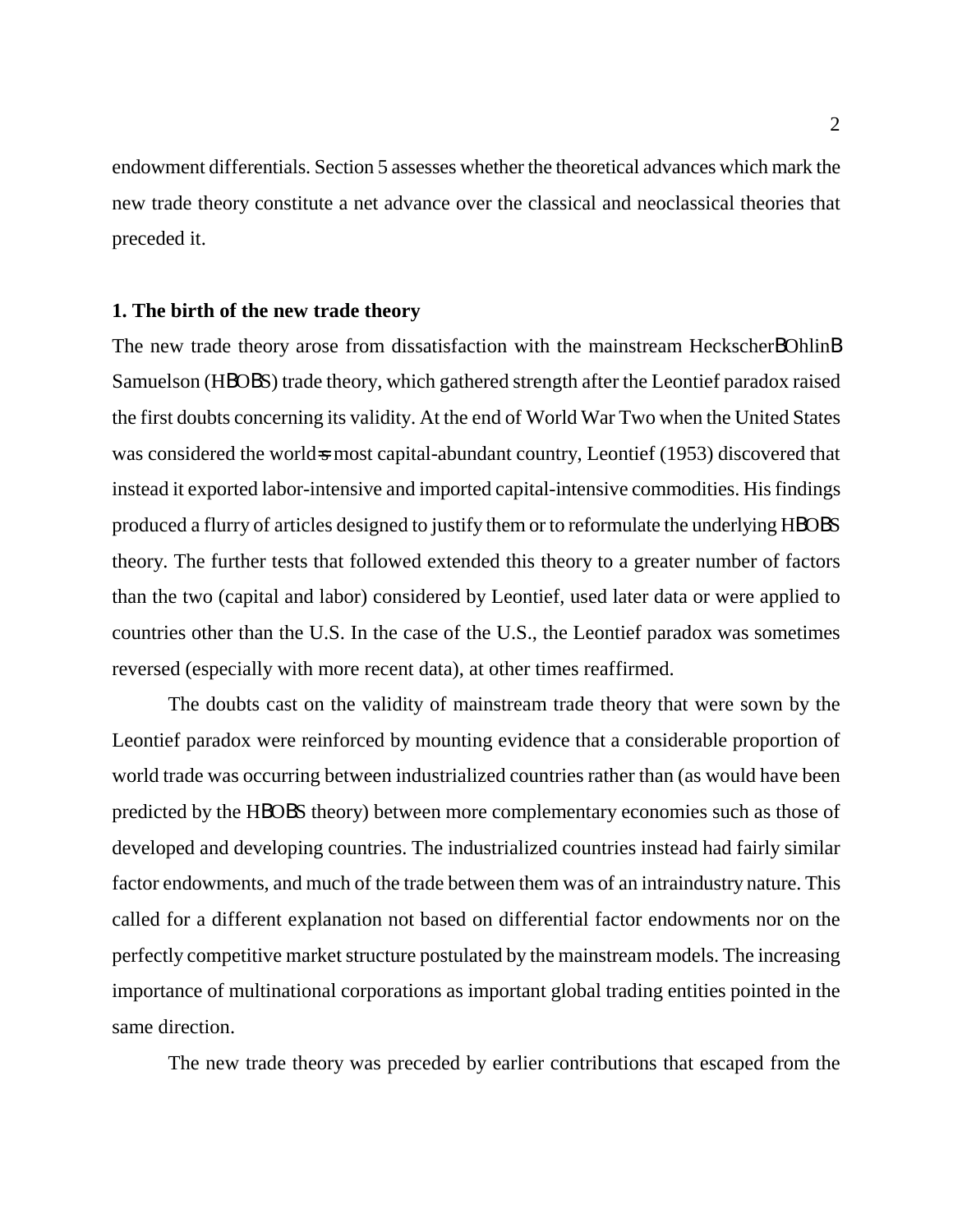endowment differentials. Section 5 assesses whether the theoretical advances which mark the new trade theory constitute a net advance over the classical and neoclassical theories that preceded it.

## 1. The birth of the new trade theory

The new trade theory arose from dissatisfaction with the mainstream Heckscher–Ohlin–Samuelson (H–O–S) trade theory, which gathered strength after the Leontief paradox raised the first doubts concerning its validity. At the end of World War Two when the United States was considered the world's most capital-abundant country, Leontief (1953) discovered that instead it exported labor-intensive and imported capital-intensive commodities. His findings produced a flurry of articles designed to justify them or to reformulate the underlying H–O–S theory. The further tests that followed extended this theory to a greater number of factors than the two (capital and labor) considered by Leontief, used later data or were applied to countries other than the U.S. In the case of the U.S., the Leontief paradox was sometimes reversed (especially with more recent data), at other times reaffirmed.

The doubts cast on the validity of mainstream trade theory that were sown by the Leontief paradox were reinforced by mounting evidence that a considerable proportion of world trade was occurring between industrialized countries rather than (as would have been predicted by the H–O–S theory) between more complementary economies such as those of developed and developing countries. The industrialized countries instead had fairly similar factor endowments, and much of the trade between them was of an intraindustry nature. This called for a different explanation not based on differential factor endowments nor on the perfectly competitive market structure postulated by the mainstream models. The increasing importance of multinational corporations as important global trading entities pointed in the same direction.

The new trade theory was preceded by earlier contributions that escaped from the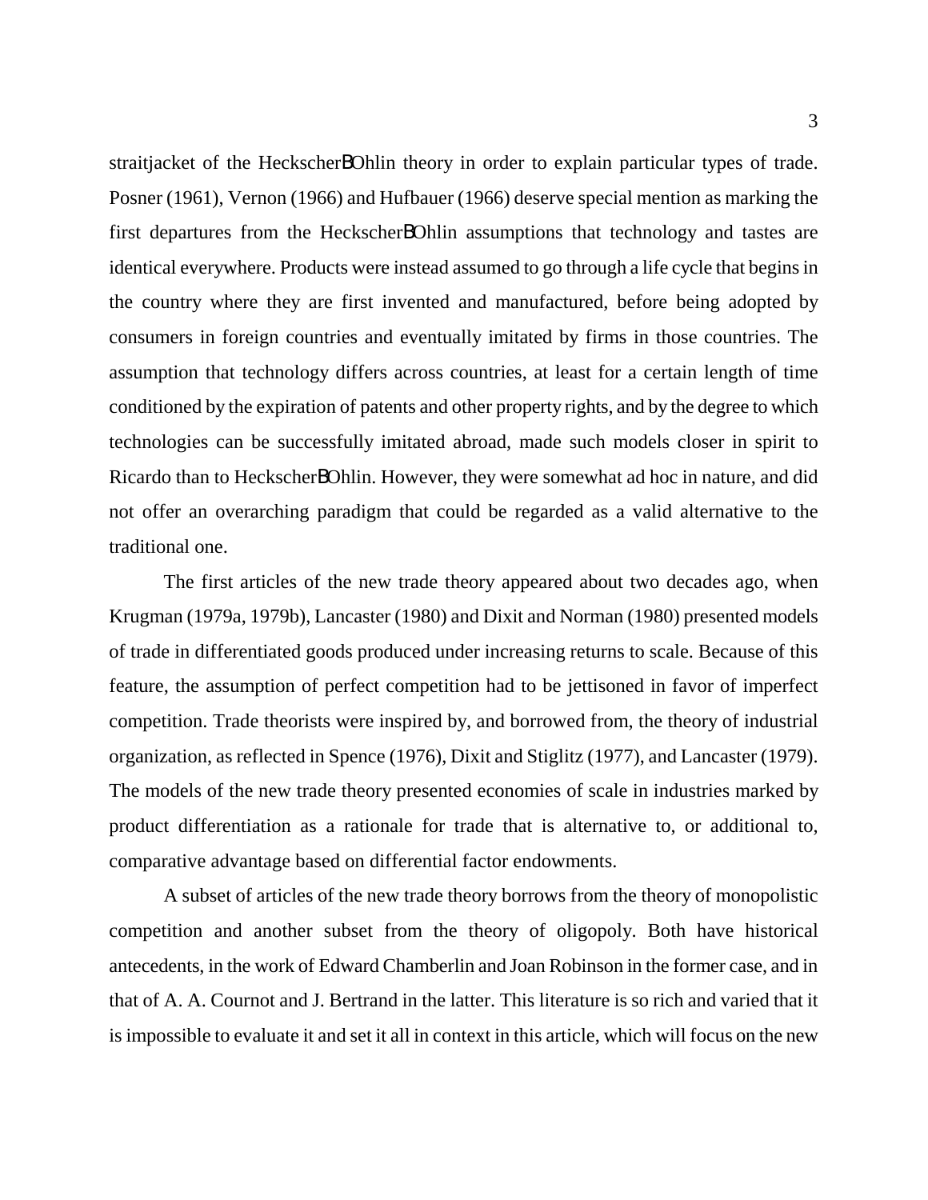straitjacket of the HeckscherBOhlin theory in order to explain particular types of trade. Posner (1961), Vernon (1966) and Hufbauer (1966) deserve special mention as marking the first departures from the HeckscherBOhlin assumptions that technology and tastes are identical everywhere. Products were instead assumed to go through a life cycle that begins in the country where they are first invented and manufactured, before being adopted by consumers in foreign countries and eventually imitated by firms in those countries. The assumption that technology differs across countries, at least for a certain length of time conditioned by the expiration of patents and other property rights, and by the degree to which technologies can be successfully imitated abroad, made such models closer in spirit to Ricardo than to HeckscherBOhlin. However, they were somewhat ad hoc in nature, and did not offer an overarching paradigm that could be regarded as a valid alternative to the traditional one.

The first articles of the new trade theory appeared about two decades ago, when Krugman (1979a, 1979b), Lancaster (1980) and Dixit and Norman (1980) presented models of trade in differentiated goods produced under increasing returns to scale. Because of this feature, the assumption of perfect competition had to be jettisoned in favor of imperfect competition. Trade theorists were inspired by, and borrowed from, the theory of industrial organization, as reflected in Spence (1976), Dixit and Stiglitz (1977), and Lancaster (1979). The models of the new trade theory presented economies of scale in industries marked by product differentiation as a rationale for trade that is alternative to, or additional to, comparative advantage based on differential factor endowments.

A subset of articles of the new trade theory borrows from the theory of monopolistic competition and another subset from the theory of oligopoly. Both have historical antecedents, in the work of Edward Chamberlin and Joan Robinson in the former case, and in that of A. A. Cournot and J. Bertrand in the latter. This literature is so rich and varied that it is impossible to evaluate it and set it all in context in this article, which will focus on the new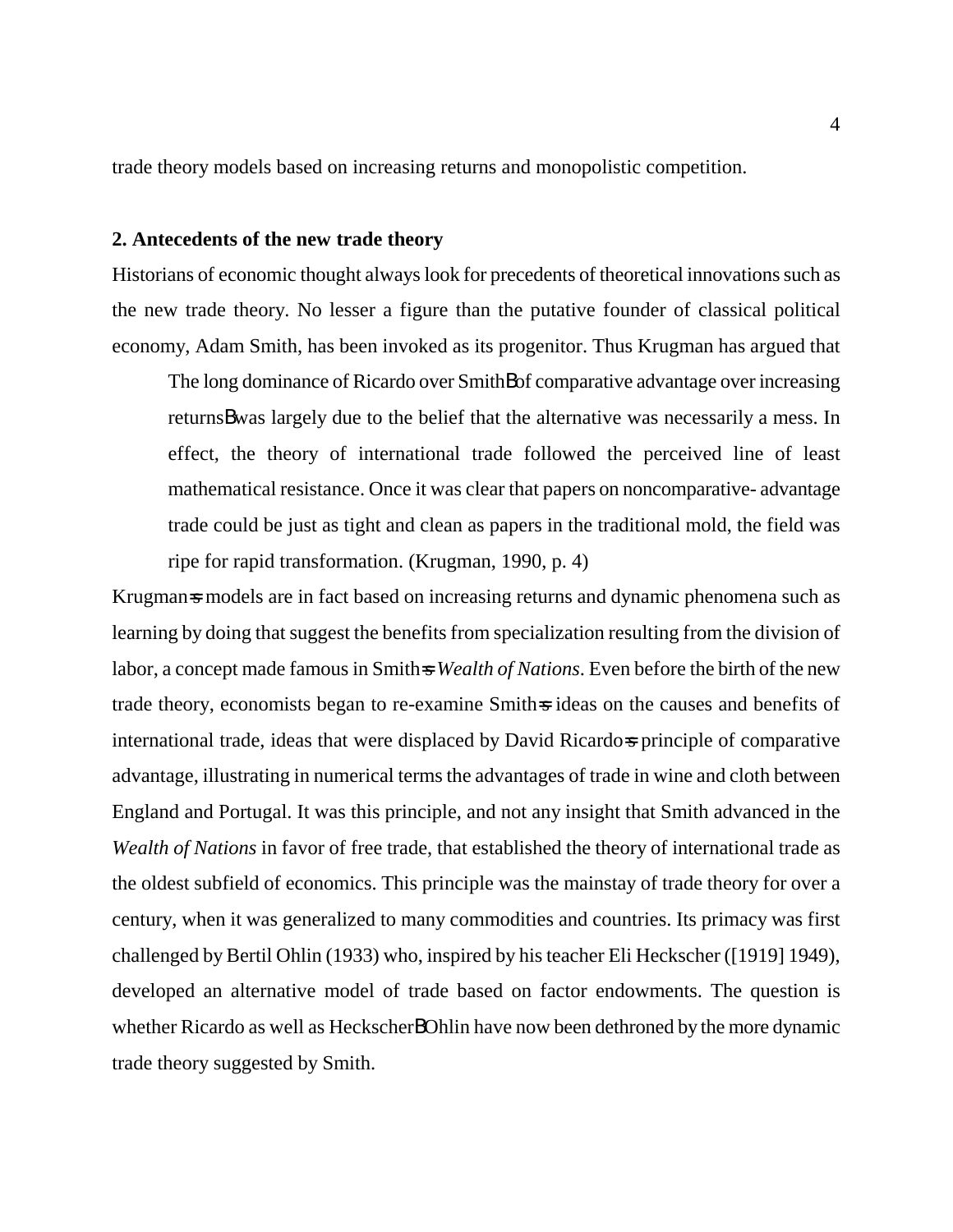trade theory models based on increasing returns and monopolistic competition.

## 2. Antecedents of the new trade theory

Historians of economic thought always look for precedents of theoretical innovations such as the new trade theory. No lesser a figure than the putative founder of classical political economy, Adam Smith, has been invoked as its progenitor. Thus Krugman has argued that

> The long dominance of Ricardo over SmithBof comparative advantage over increasing returnsBwas largely due to the belief that the alternative was necessarily a mess. In effect, the theory of international trade followed the perceived line of least mathematical resistance. Once it was clear that papers on noncomparative- advantage trade could be just as tight and clean as papers in the traditional mold, the field was ripe for rapid transformation. (Krugman, 1990, p. 4)

Krugman=s models are in fact based on increasing returns and dynamic phenomena such as learning by doing that suggest the benefits from specialization resulting from the division of labor, a concept made famous in Smith=s *Wealth of Nations*. Even before the birth of the new trade theory, economists began to re-examine Smith=s ideas on the causes and benefits of international trade, ideas that were displaced by David Ricardo=s principle of comparative advantage, illustrating in numerical terms the advantages of trade in wine and cloth between England and Portugal. It was this principle, and not any insight that Smith advanced in the *Wealth of Nations* in favor of free trade, that established the theory of international trade as the oldest subfield of economics. This principle was the mainstay of trade theory for over a century, when it was generalized to many commodities and countries. Its primacy was first challenged by Bertil Ohlin (1933) who, inspired by his teacher Eli Heckscher ([1919] 1949), developed an alternative model of trade based on factor endowments. The question is whether Ricardo as well as HeckscherBOhlin have now been dethroned by the more dynamic trade theory suggested by Smith.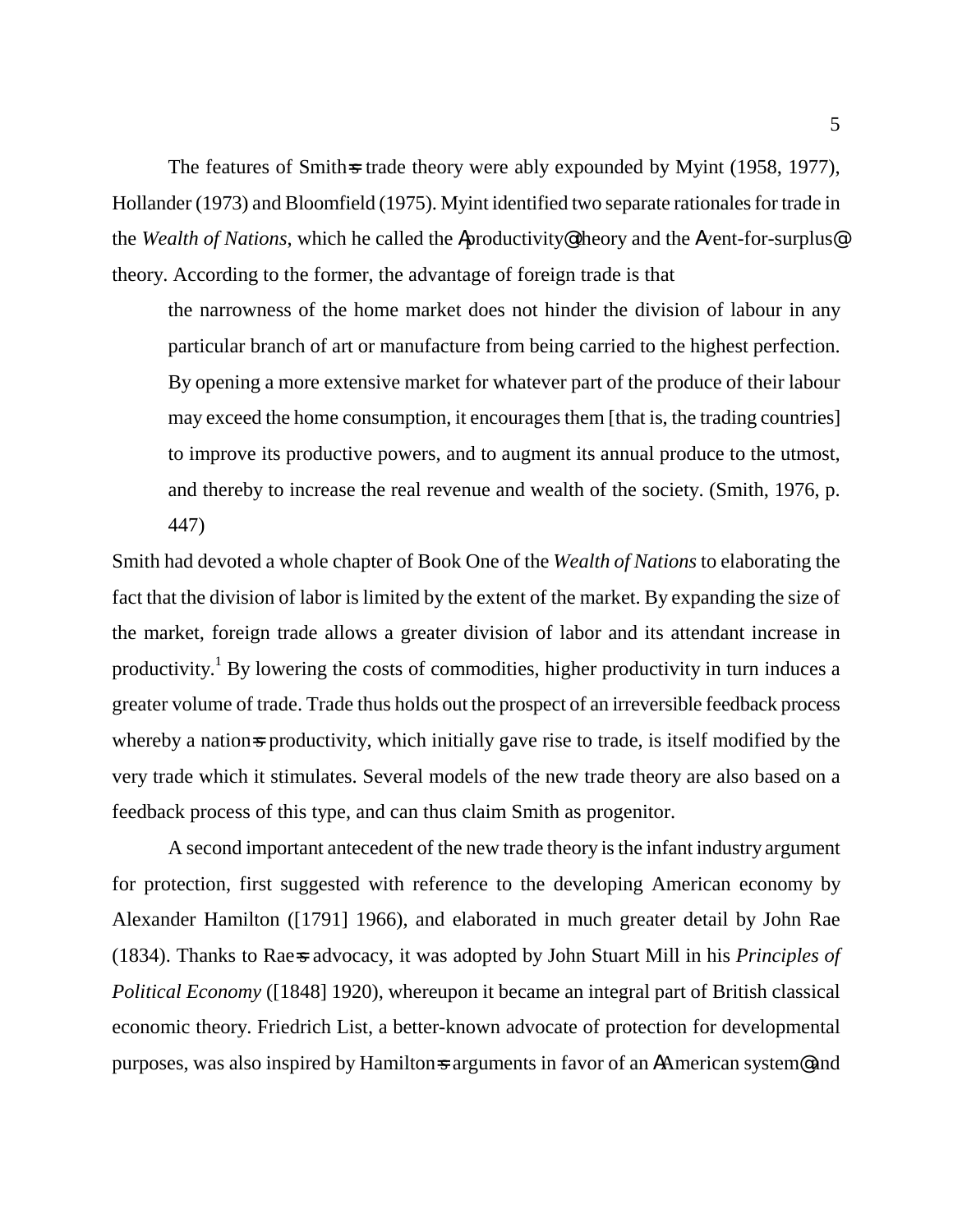The features of Smith's trade theory were ably expounded by Myint (1958, 1977), Hollander (1973) and Bloomfield (1975). Myint identified two separate rationales for trade in the *Wealth of Nations*, which he called the "productivity" theory and the "vent-for-surplus" theory. According to the former, the advantage of foreign trade is that

> the narrowness of the home market does not hinder the division of labour in any particular branch of art or manufacture from being carried to the highest perfection. By opening a more extensive market for whatever part of the produce of their labour may exceed the home consumption, it encourages them [that is, the trading countries] to improve its productive powers, and to augment its annual produce to the utmost, and thereby to increase the real revenue and wealth of the society. (Smith, 1976, p. 447)

Smith had devoted a whole chapter of Book One of the *Wealth of Nations* to elaborating the fact that the division of labor is limited by the extent of the market. By expanding the size of the market, foreign trade allows a greater division of labor and its attendant increase in productivity.[1] By lowering the costs of commodities, higher productivity in turn induces a greater volume of trade. Trade thus holds out the prospect of an irreversible feedback process whereby a nation's productivity, which initially gave rise to trade, is itself modified by the very trade which it stimulates. Several models of the new trade theory are also based on a feedback process of this type, and can thus claim Smith as progenitor.

A second important antecedent of the new trade theory is the infant industry argument for protection, first suggested with reference to the developing American economy by Alexander Hamilton ([1791] 1966), and elaborated in much greater detail by John Rae (1834). Thanks to Rae's advocacy, it was adopted by John Stuart Mill in his *Principles of Political Economy* ([1848] 1920), whereupon it became an integral part of British classical economic theory. Friedrich List, a better-known advocate of protection for developmental purposes, was also inspired by Hamilton's arguments in favor of an "American system" and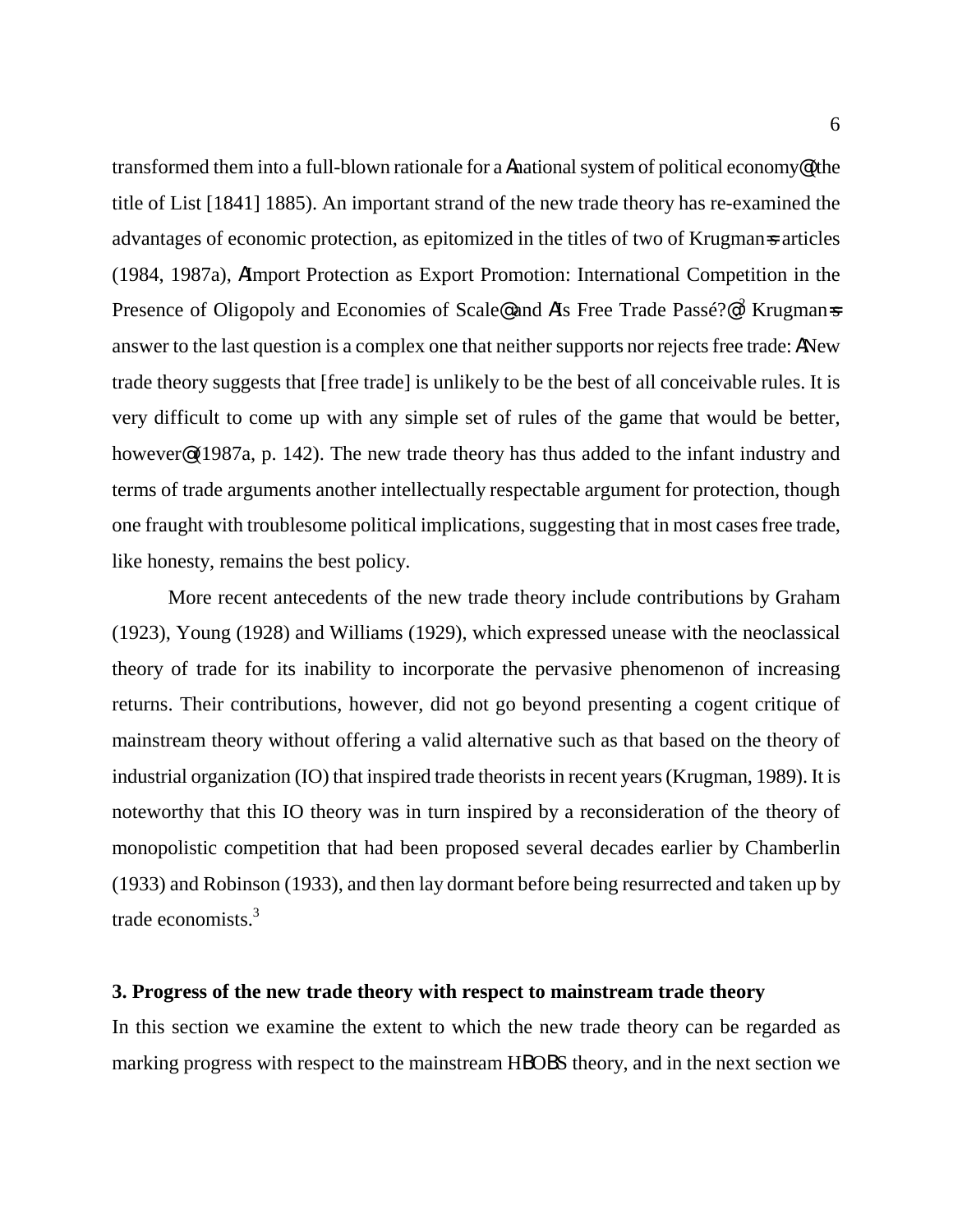transformed them into a full-blown rationale for a "national system of political economy" (the title of List [1841] 1885). An important strand of the new trade theory has re-examined the advantages of economic protection, as epitomized in the titles of two of Krugman's articles (1984, 1987a), "Import Protection as Export Promotion: International Competition in the Presence of Oligopoly and Economies of Scale" and "Is Free Trade Passé?"[2] Krugman's answer to the last question is a complex one that neither supports nor rejects free trade: "New trade theory suggests that [free trade] is unlikely to be the best of all conceivable rules. It is very difficult to come up with any simple set of rules of the game that would be better, however" (1987a, p. 142). The new trade theory has thus added to the infant industry and terms of trade arguments another intellectually respectable argument for protection, though one fraught with troublesome political implications, suggesting that in most cases free trade, like honesty, remains the best policy.

More recent antecedents of the new trade theory include contributions by Graham (1923), Young (1928) and Williams (1929), which expressed unease with the neoclassical theory of trade for its inability to incorporate the pervasive phenomenon of increasing returns. Their contributions, however, did not go beyond presenting a cogent critique of mainstream theory without offering a valid alternative such as that based on the theory of industrial organization (IO) that inspired trade theorists in recent years (Krugman, 1989). It is noteworthy that this IO theory was in turn inspired by a reconsideration of the theory of monopolistic competition that had been proposed several decades earlier by Chamberlin (1933) and Robinson (1933), and then lay dormant before being resurrected and taken up by trade economists.[3]

## 3. Progress of the new trade theory with respect to mainstream trade theory

In this section we examine the extent to which the new trade theory can be regarded as marking progress with respect to the mainstream H–O–S theory, and in the next section we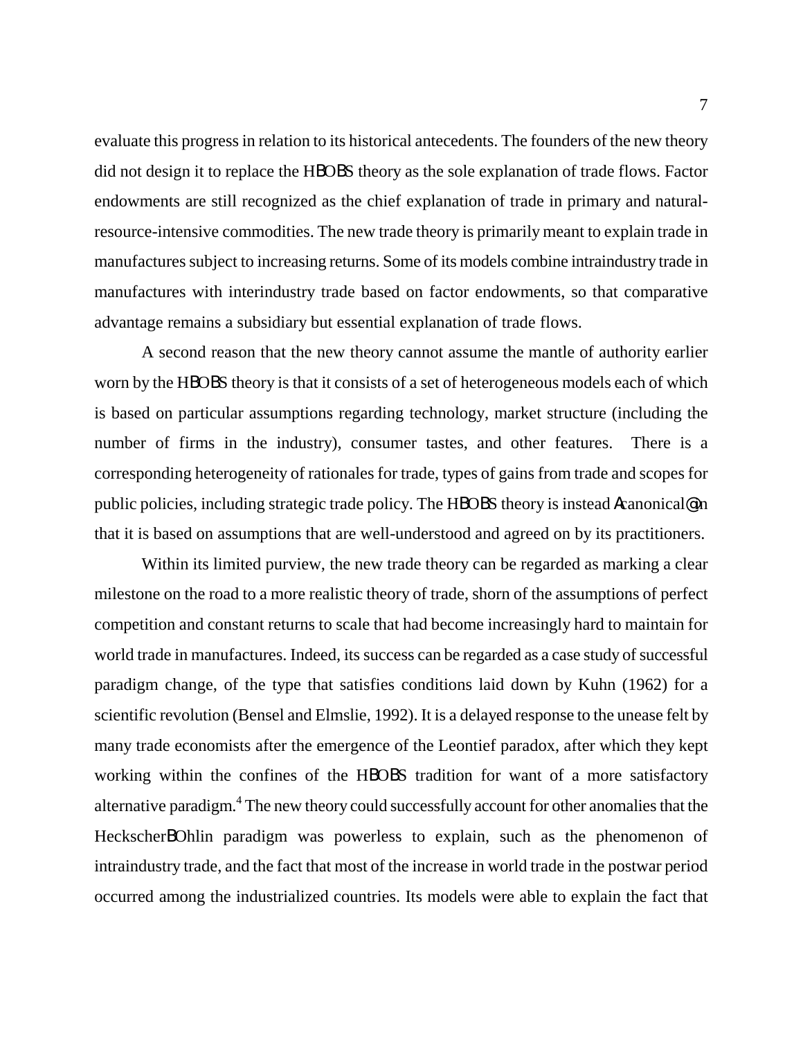evaluate this progress in relation to its historical antecedents. The founders of the new theory did not design it to replace the HBOBS theory as the sole explanation of trade flows. Factor endowments are still recognized as the chief explanation of trade in primary and natural-resource-intensive commodities. The new trade theory is primarily meant to explain trade in manufactures subject to increasing returns. Some of its models combine intraindustry trade in manufactures with interindustry trade based on factor endowments, so that comparative advantage remains a subsidiary but essential explanation of trade flows.

A second reason that the new theory cannot assume the mantle of authority earlier worn by the HBOBS theory is that it consists of a set of heterogeneous models each of which is based on particular assumptions regarding technology, market structure (including the number of firms in the industry), consumer tastes, and other features. There is a corresponding heterogeneity of rationales for trade, types of gains from trade and scopes for public policies, including strategic trade policy. The HBOBS theory is instead Acanonical@ in that it is based on assumptions that are well-understood and agreed on by its practitioners.

Within its limited purview, the new trade theory can be regarded as marking a clear milestone on the road to a more realistic theory of trade, shorn of the assumptions of perfect competition and constant returns to scale that had become increasingly hard to maintain for world trade in manufactures. Indeed, its success can be regarded as a case study of successful paradigm change, of the type that satisfies conditions laid down by Kuhn (1962) for a scientific revolution (Bensel and Elmslie, 1992). It is a delayed response to the unease felt by many trade economists after the emergence of the Leontief paradox, after which they kept working within the confines of the HBOBS tradition for want of a more satisfactory alternative paradigm.[4] The new theory could successfully account for other anomalies that the HeckscherBOhlin paradigm was powerless to explain, such as the phenomenon of intraindustry trade, and the fact that most of the increase in world trade in the postwar period occurred among the industrialized countries. Its models were able to explain the fact that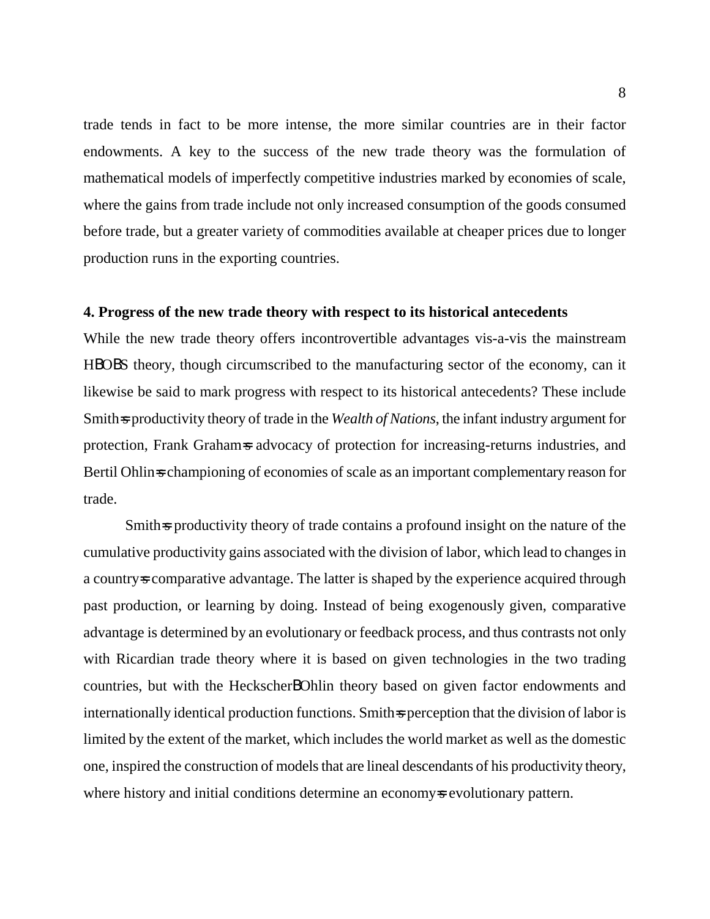trade tends in fact to be more intense, the more similar countries are in their factor endowments. A key to the success of the new trade theory was the formulation of mathematical models of imperfectly competitive industries marked by economies of scale, where the gains from trade include not only increased consumption of the goods consumed before trade, but a greater variety of commodities available at cheaper prices due to longer production runs in the exporting countries.

**4. Progress of the new trade theory with respect to its historical antecedents**

While the new trade theory offers incontrovertible advantages vis-a-vis the mainstream H–O–S theory, though circumscribed to the manufacturing sector of the economy, can it likewise be said to mark progress with respect to its historical antecedents? These include Smith's productivity theory of trade in the *Wealth of Nations*, the infant industry argument for protection, Frank Graham's advocacy of protection for increasing-returns industries, and Bertil Ohlin's championing of economies of scale as an important complementary reason for trade.

Smith's productivity theory of trade contains a profound insight on the nature of the cumulative productivity gains associated with the division of labor, which lead to changes in a country's comparative advantage. The latter is shaped by the experience acquired through past production, or learning by doing. Instead of being exogenously given, comparative advantage is determined by an evolutionary or feedback process, and thus contrasts not only with Ricardian trade theory where it is based on given technologies in the two trading countries, but with the Heckscher–Ohlin theory based on given factor endowments and internationally identical production functions. Smith's perception that the division of labor is limited by the extent of the market, which includes the world market as well as the domestic one, inspired the construction of models that are lineal descendants of his productivity theory, where history and initial conditions determine an economy's evolutionary pattern.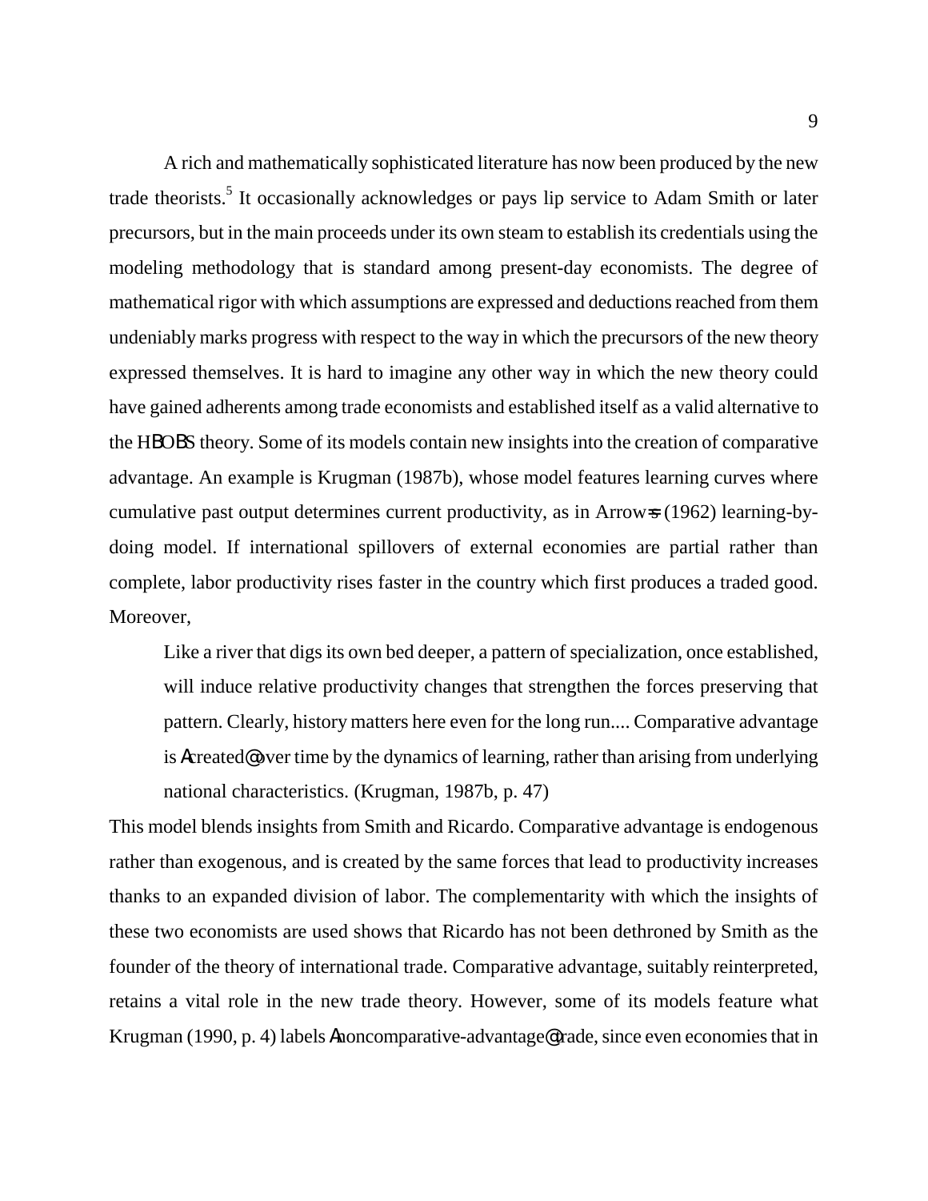A rich and mathematically sophisticated literature has now been produced by the new trade theorists.[5] It occasionally acknowledges or pays lip service to Adam Smith or later precursors, but in the main proceeds under its own steam to establish its credentials using the modeling methodology that is standard among present-day economists. The degree of mathematical rigor with which assumptions are expressed and deductions reached from them undeniably marks progress with respect to the way in which the precursors of the new theory expressed themselves. It is hard to imagine any other way in which the new theory could have gained adherents among trade economists and established itself as a valid alternative to the HBOBS theory. Some of its models contain new insights into the creation of comparative advantage. An example is Krugman (1987b), whose model features learning curves where cumulative past output determines current productivity, as in Arrow=s (1962) learning-by-doing model. If international spillovers of external economies are partial rather than complete, labor productivity rises faster in the country which first produces a traded good. Moreover,

> Like a river that digs its own bed deeper, a pattern of specialization, once established, will induce relative productivity changes that strengthen the forces preserving that pattern. Clearly, history matters here even for the long run.... Comparative advantage is Acreated@ over time by the dynamics of learning, rather than arising from underlying national characteristics. (Krugman, 1987b, p. 47)

This model blends insights from Smith and Ricardo. Comparative advantage is endogenous rather than exogenous, and is created by the same forces that lead to productivity increases thanks to an expanded division of labor. The complementarity with which the insights of these two economists are used shows that Ricardo has not been dethroned by Smith as the founder of the theory of international trade. Comparative advantage, suitably reinterpreted, retains a vital role in the new trade theory. However, some of its models feature what Krugman (1990, p. 4) labels Anoncomparative-advantage@ trade, since even economies that in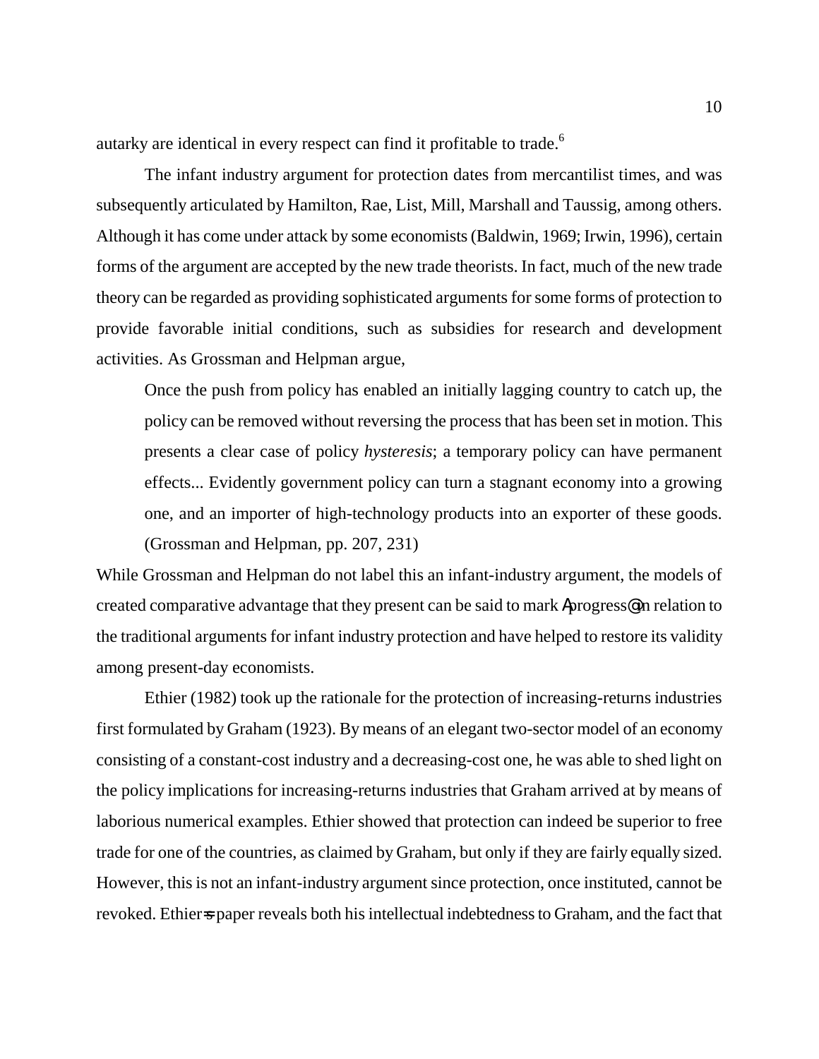autarky are identical in every respect can find it profitable to trade.[6]

The infant industry argument for protection dates from mercantilist times, and was subsequently articulated by Hamilton, Rae, List, Mill, Marshall and Taussig, among others. Although it has come under attack by some economists (Baldwin, 1969; Irwin, 1996), certain forms of the argument are accepted by the new trade theorists. In fact, much of the new trade theory can be regarded as providing sophisticated arguments for some forms of protection to provide favorable initial conditions, such as subsidies for research and development activities. As Grossman and Helpman argue,

> Once the push from policy has enabled an initially lagging country to catch up, the policy can be removed without reversing the process that has been set in motion. This presents a clear case of policy *hysteresis*; a temporary policy can have permanent effects... Evidently government policy can turn a stagnant economy into a growing one, and an importer of high-technology products into an exporter of these goods. (Grossman and Helpman, pp. 207, 231)

While Grossman and Helpman do not label this an infant-industry argument, the models of created comparative advantage that they present can be said to mark Αprogress@ in relation to the traditional arguments for infant industry protection and have helped to restore its validity among present-day economists.

Ethier (1982) took up the rationale for the protection of increasing-returns industries first formulated by Graham (1923). By means of an elegant two-sector model of an economy consisting of a constant-cost industry and a decreasing-cost one, he was able to shed light on the policy implications for increasing-returns industries that Graham arrived at by means of laborious numerical examples. Ethier showed that protection can indeed be superior to free trade for one of the countries, as claimed by Graham, but only if they are fairly equally sized. However, this is not an infant-industry argument since protection, once instituted, cannot be revoked. Ethier=s paper reveals both his intellectual indebtedness to Graham, and the fact that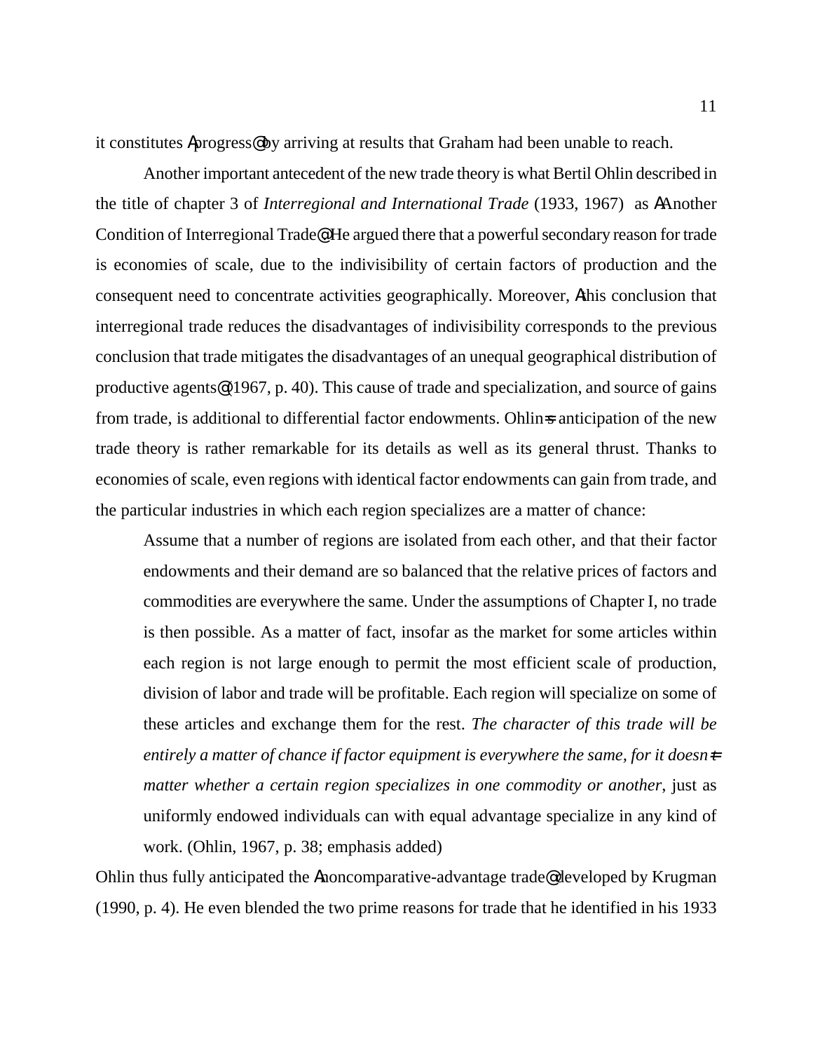it constitutes Aprogress@ by arriving at results that Graham had been unable to reach.

Another important antecedent of the new trade theory is what Bertil Ohlin described in the title of chapter 3 of *Interregional and International Trade* (1933, 1967) as AAnother Condition of Interregional Trade@. He argued there that a powerful secondary reason for trade is economies of scale, due to the indivisibility of certain factors of production and the consequent need to concentrate activities geographically. Moreover, Athis conclusion that interregional trade reduces the disadvantages of indivisibility corresponds to the previous conclusion that trade mitigates the disadvantages of an unequal geographical distribution of productive agents@ (1967, p. 40). This cause of trade and specialization, and source of gains from trade, is additional to differential factor endowments. Ohlin=s anticipation of the new trade theory is rather remarkable for its details as well as its general thrust. Thanks to economies of scale, even regions with identical factor endowments can gain from trade, and the particular industries in which each region specializes are a matter of chance:

> Assume that a number of regions are isolated from each other, and that their factor endowments and their demand are so balanced that the relative prices of factors and commodities are everywhere the same. Under the assumptions of Chapter I, no trade is then possible. As a matter of fact, insofar as the market for some articles within each region is not large enough to permit the most efficient scale of production, division of labor and trade will be profitable. Each region will specialize on some of these articles and exchange them for the rest. *The character of this trade will be entirely a matter of chance if factor equipment is everywhere the same, for it doesn=t matter whether a certain region specializes in one commodity or another*, just as uniformly endowed individuals can with equal advantage specialize in any kind of work. (Ohlin, 1967, p. 38; emphasis added)

Ohlin thus fully anticipated the Anoncomparative-advantage trade@ developed by Krugman (1990, p. 4). He even blended the two prime reasons for trade that he identified in his 1933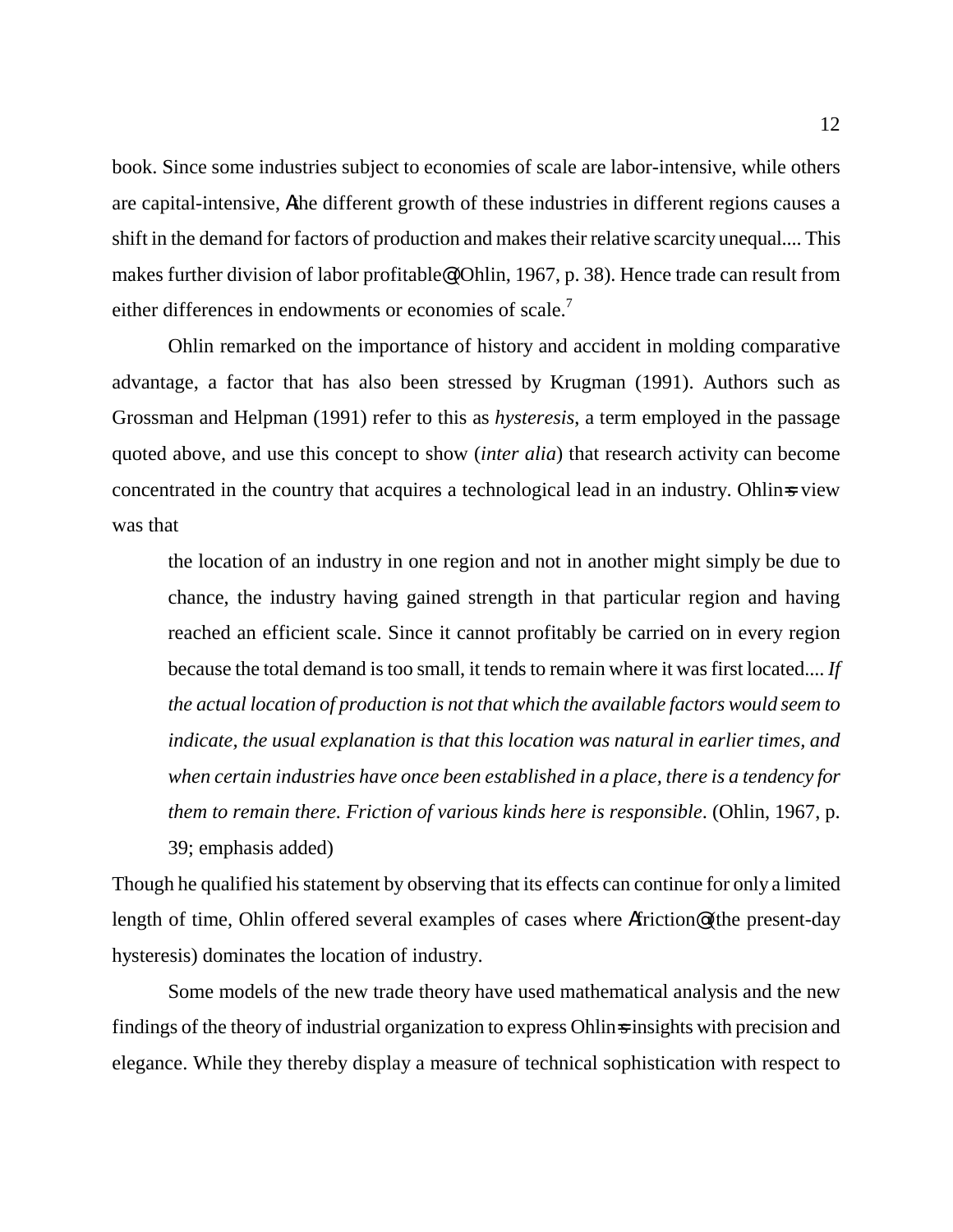book. Since some industries subject to economies of scale are labor-intensive, while others are capital-intensive, "the different growth of these industries in different regions causes a shift in the demand for factors of production and makes their relative scarcity unequal.... This makes further division of labor profitable" (Ohlin, 1967, p. 38). Hence trade can result from either differences in endowments or economies of scale.[7]

Ohlin remarked on the importance of history and accident in molding comparative advantage, a factor that has also been stressed by Krugman (1991). Authors such as Grossman and Helpman (1991) refer to this as *hysteresis*, a term employed in the passage quoted above, and use this concept to show (*inter alia*) that research activity can become concentrated in the country that acquires a technological lead in an industry. Ohlin's view was that

> the location of an industry in one region and not in another might simply be due to chance, the industry having gained strength in that particular region and having reached an efficient scale. Since it cannot profitably be carried on in every region because the total demand is too small, it tends to remain where it was first located.... *If the actual location of production is not that which the available factors would seem to indicate, the usual explanation is that this location was natural in earlier times, and when certain industries have once been established in a place, there is a tendency for them to remain there. Friction of various kinds here is responsible*. (Ohlin, 1967, p. 39; emphasis added)

Though he qualified his statement by observing that its effects can continue for only a limited length of time, Ohlin offered several examples of cases where "friction" (the present-day hysteresis) dominates the location of industry.

Some models of the new trade theory have used mathematical analysis and the new findings of the theory of industrial organization to express Ohlin's insights with precision and elegance. While they thereby display a measure of technical sophistication with respect to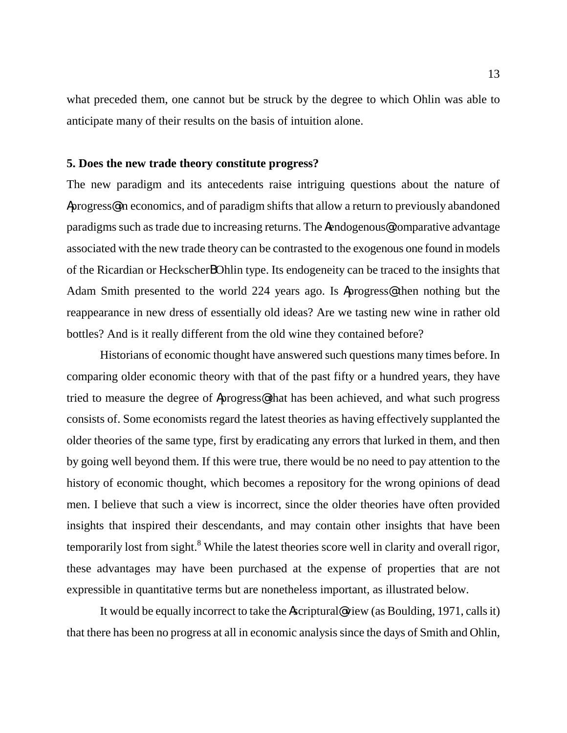what preceded them, one cannot but be struck by the degree to which Ohlin was able to anticipate many of their results on the basis of intuition alone.

**5. Does the new trade theory constitute progress?**

The new paradigm and its antecedents raise intriguing questions about the nature of Aprogress@ in economics, and of paradigm shifts that allow a return to previously abandoned paradigms such as trade due to increasing returns. The Aendogenous@ comparative advantage associated with the new trade theory can be contrasted to the exogenous one found in models of the Ricardian or HeckscherBOhlin type. Its endogeneity can be traced to the insights that Adam Smith presented to the world 224 years ago. Is Aprogress@ then nothing but the reappearance in new dress of essentially old ideas? Are we tasting new wine in rather old bottles? And is it really different from the old wine they contained before?

Historians of economic thought have answered such questions many times before. In comparing older economic theory with that of the past fifty or a hundred years, they have tried to measure the degree of Aprogress@ that has been achieved, and what such progress consists of. Some economists regard the latest theories as having effectively supplanted the older theories of the same type, first by eradicating any errors that lurked in them, and then by going well beyond them. If this were true, there would be no need to pay attention to the history of economic thought, which becomes a repository for the wrong opinions of dead men. I believe that such a view is incorrect, since the older theories have often provided insights that inspired their descendants, and may contain other insights that have been temporarily lost from sight.[8] While the latest theories score well in clarity and overall rigor, these advantages may have been purchased at the expense of properties that are not expressible in quantitative terms but are nonetheless important, as illustrated below.

It would be equally incorrect to take the Ascriptural@ view (as Boulding, 1971, calls it) that there has been no progress at all in economic analysis since the days of Smith and Ohlin,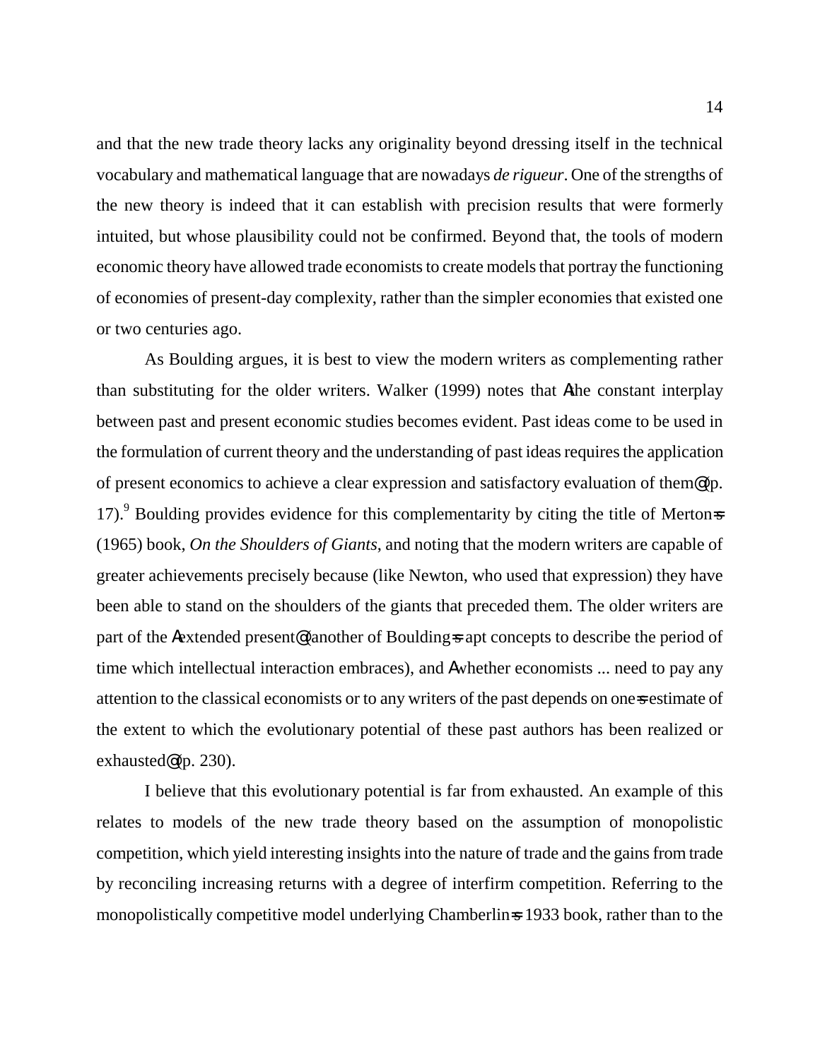and that the new trade theory lacks any originality beyond dressing itself in the technical vocabulary and mathematical language that are nowadays *de rigueur*. One of the strengths of the new theory is indeed that it can establish with precision results that were formerly intuited, but whose plausibility could not be confirmed. Beyond that, the tools of modern economic theory have allowed trade economists to create models that portray the functioning of economies of present-day complexity, rather than the simpler economies that existed one or two centuries ago.

As Boulding argues, it is best to view the modern writers as complementing rather than substituting for the older writers. Walker (1999) notes that Athe constant interplay between past and present economic studies becomes evident. Past ideas come to be used in the formulation of current theory and the understanding of past ideas requires the application of present economics to achieve a clear expression and satisfactory evaluation of them@ (p. 17).[9] Boulding provides evidence for this complementarity by citing the title of Merton=s (1965) book, *On the Shoulders of Giants*, and noting that the modern writers are capable of greater achievements precisely because (like Newton, who used that expression) they have been able to stand on the shoulders of the giants that preceded them. The older writers are part of the Aextended present@ (another of Boulding=s apt concepts to describe the period of time which intellectual interaction embraces), and Awhether economists ... need to pay any attention to the classical economists or to any writers of the past depends on one=s estimate of the extent to which the evolutionary potential of these past authors has been realized or exhausted@ (p. 230).

I believe that this evolutionary potential is far from exhausted. An example of this relates to models of the new trade theory based on the assumption of monopolistic competition, which yield interesting insights into the nature of trade and the gains from trade by reconciling increasing returns with a degree of interfirm competition. Referring to the monopolistically competitive model underlying Chamberlin=s 1933 book, rather than to the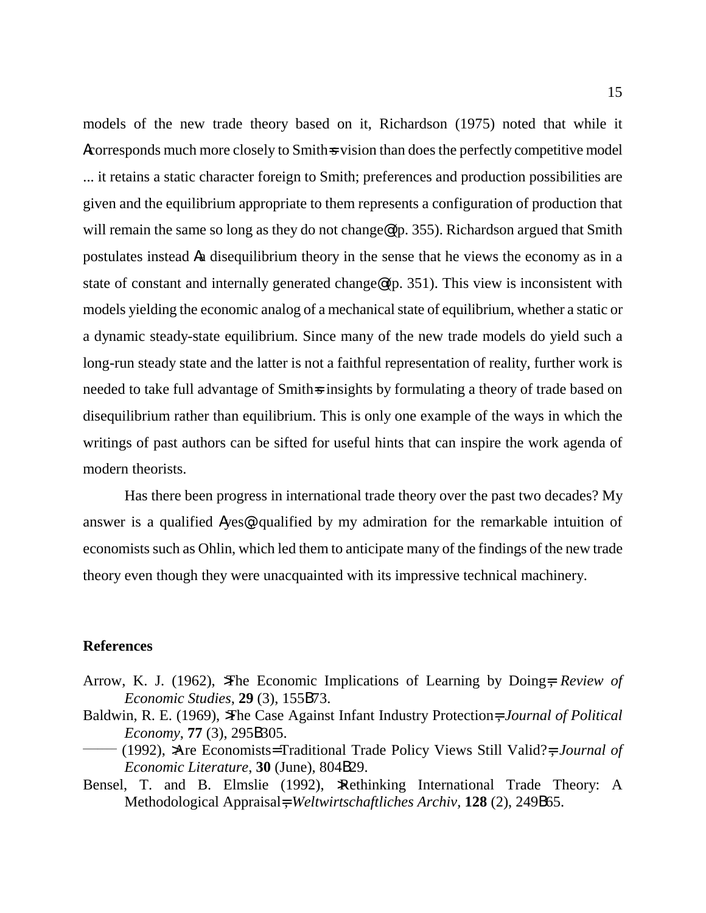models of the new trade theory based on it, Richardson (1975) noted that while it Acorresponds much more closely to Smith=s vision than does the perfectly competitive model ... it retains a static character foreign to Smith; preferences and production possibilities are given and the equilibrium appropriate to them represents a configuration of production that will remain the same so long as they do not change@ (p. 355). Richardson argued that Smith postulates instead Aa disequilibrium theory in the sense that he views the economy as in a state of constant and internally generated change@ (p. 351). This view is inconsistent with models yielding the economic analog of a mechanical state of equilibrium, whether a static or a dynamic steady-state equilibrium. Since many of the new trade models do yield such a long-run steady state and the latter is not a faithful representation of reality, further work is needed to take full advantage of Smith=s insights by formulating a theory of trade based on disequilibrium rather than equilibrium. This is only one example of the ways in which the writings of past authors can be sifted for useful hints that can inspire the work agenda of modern theorists.

Has there been progress in international trade theory over the past two decades? My answer is a qualified Ayes@ qualified by my admiration for the remarkable intuition of economists such as Ohlin, which led them to anticipate many of the findings of the new trade theory even though they were unacquainted with its impressive technical machinery.

## References

Arrow, K. J. (1962), >The Economic Implications of Learning by Doing=, *Review of Economic Studies*, **29** (3), 155B73.

Baldwin, R. E. (1969), >The Case Against Infant Industry Protection=, *Journal of Political Economy*, **77** (3), 295B305.

——— (1992), >Are Economists= Traditional Trade Policy Views Still Valid?=, *Journal of Economic Literature*, **30** (June), 804B29.

Bensel, T. and B. Elmslie (1992), >Rethinking International Trade Theory: A Methodological Appraisal=, *Weltwirtschaftliches Archiv*, **128** (2), 249B65.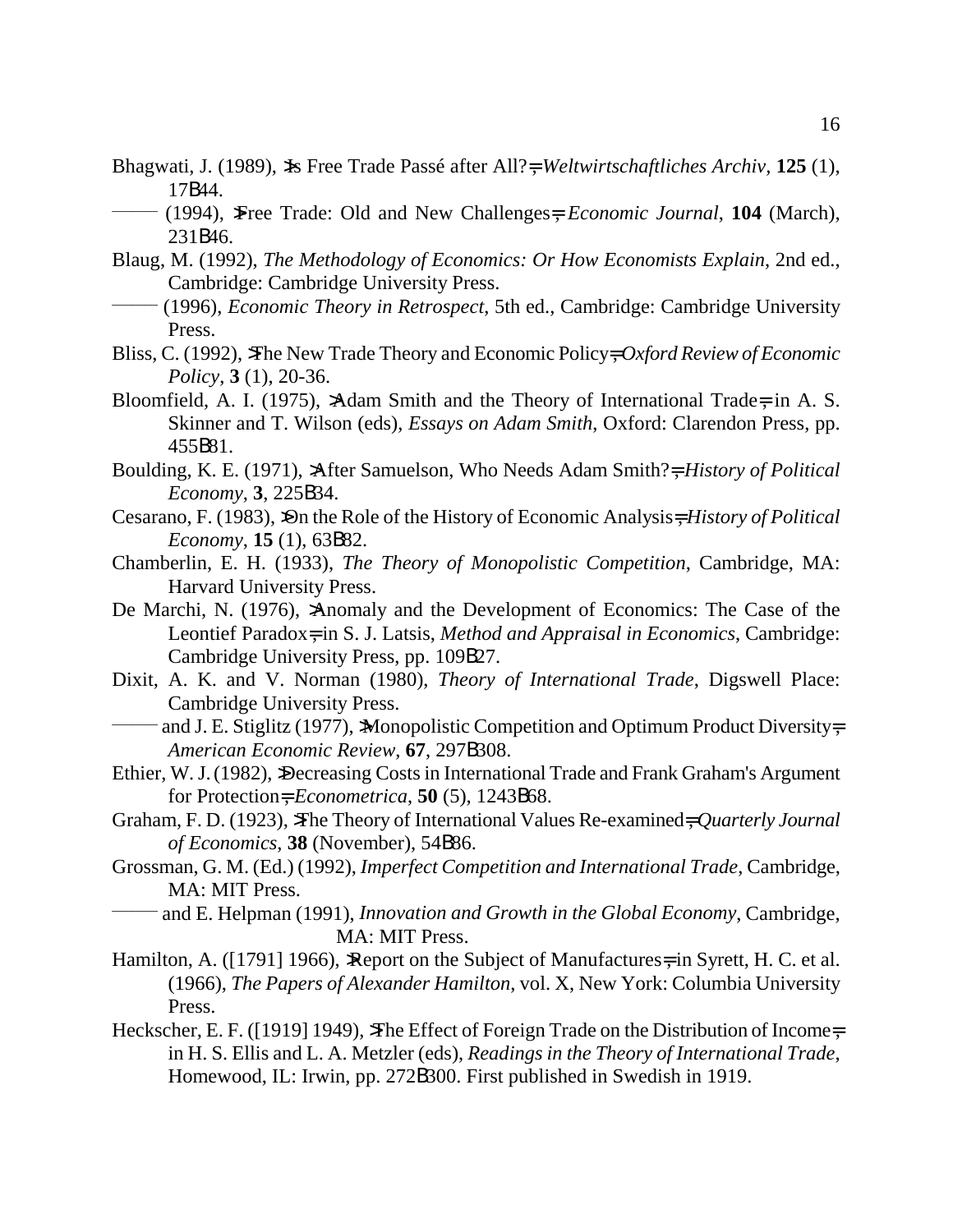Bhagwati, J. (1989), >Is Free Trade Passé after All?=, *Weltwirtschaftliches Archiv*, **125** (1), 17B44.

——— (1994), >Free Trade: Old and New Challenges=, *Economic Journal*, **104** (March), 231B46.

Blaug, M. (1992), *The Methodology of Economics: Or How Economists Explain*, 2nd ed., Cambridge: Cambridge University Press.

——— (1996), *Economic Theory in Retrospect*, 5th ed., Cambridge: Cambridge University Press.

Bliss, C. (1992), >The New Trade Theory and Economic Policy=, *Oxford Review of Economic Policy*, **3** (1), 20-36.

Bloomfield, A. I. (1975), >Adam Smith and the Theory of International Trade=, in A. S. Skinner and T. Wilson (eds), *Essays on Adam Smith*, Oxford: Clarendon Press, pp. 455B81.

Boulding, K. E. (1971), >After Samuelson, Who Needs Adam Smith?=, *History of Political Economy*, **3**, 225B34.

Cesarano, F. (1983), >On the Role of the History of Economic Analysis=, *History of Political Economy*, **15** (1), 63B82.

Chamberlin, E. H. (1933), *The Theory of Monopolistic Competition*, Cambridge, MA: Harvard University Press.

De Marchi, N. (1976), >Anomaly and the Development of Economics: The Case of the Leontief Paradox=, in S. J. Latsis, *Method and Appraisal in Economics*, Cambridge: Cambridge University Press, pp. 109B27.

Dixit, A. K. and V. Norman (1980), *Theory of International Trade*, Digswell Place: Cambridge University Press.

——— and J. E. Stiglitz (1977), >Monopolistic Competition and Optimum Product Diversity=, *American Economic Review*, **67**, 297B308.

Ethier, W. J. (1982), >Decreasing Costs in International Trade and Frank Graham's Argument for Protection=, *Econometrica*, **50** (5), 1243B68.

Graham, F. D. (1923), >The Theory of International Values Re-examined=, *Quarterly Journal of Economics*, **38** (November), 54B86.

Grossman, G. M. (Ed.) (1992), *Imperfect Competition and International Trade*, Cambridge, MA: MIT Press.

——— and E. Helpman (1991), *Innovation and Growth in the Global Economy*, Cambridge, MA: MIT Press.

Hamilton, A. ([1791] 1966), >Report on the Subject of Manufactures=, in Syrett, H. C. et al. (1966), *The Papers of Alexander Hamilton*, vol. X, New York: Columbia University Press.

Heckscher, E. F. ([1919] 1949), >The Effect of Foreign Trade on the Distribution of Income=, in H. S. Ellis and L. A. Metzler (eds), *Readings in the Theory of International Trade*, Homewood, IL: Irwin, pp. 272B300. First published in Swedish in 1919.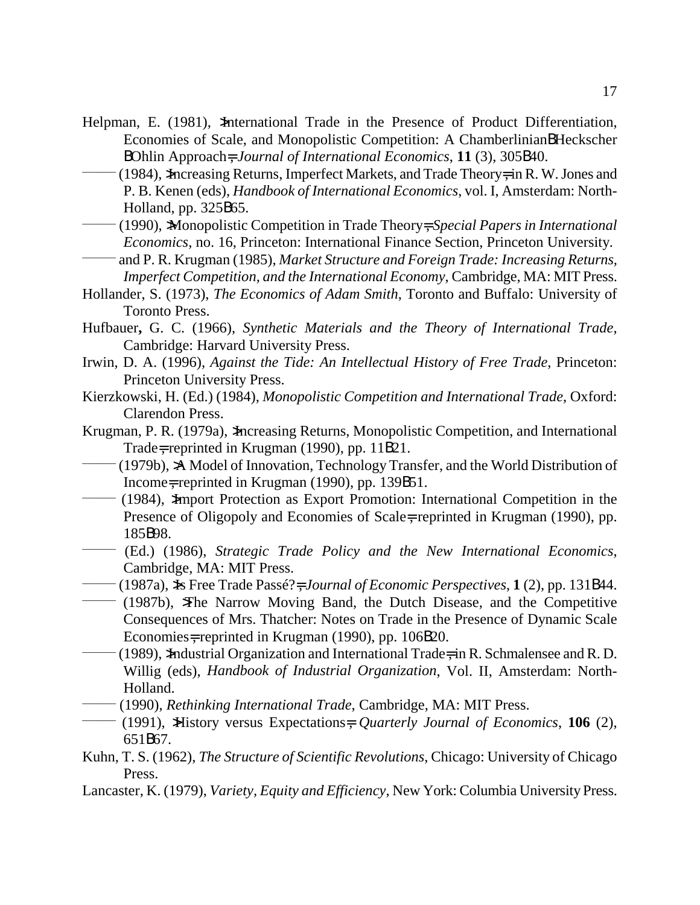Helpman, E. (1981), >International Trade in the Presence of Product Differentiation, Economies of Scale, and Monopolistic Competition: A ChamberlinianBHeckscher BOhlin Approach=, *Journal of International Economics*, **11** (3), 305B40.

—— (1984), >Increasing Returns, Imperfect Markets, and Trade Theory=, in R. W. Jones and P. B. Kenen (eds), *Handbook of International Economics*, vol. I, Amsterdam: North-Holland, pp. 325B65.

—— (1990), >Monopolistic Competition in Trade Theory=, *Special Papers in International Economics*, no. 16, Princeton: International Finance Section, Princeton University.

—— and P. R. Krugman (1985), *Market Structure and Foreign Trade: Increasing Returns, Imperfect Competition, and the International Economy*, Cambridge, MA: MIT Press.

Hollander, S. (1973), *The Economics of Adam Smith*, Toronto and Buffalo: University of Toronto Press.

Hufbauer**,** G. C. (1966), *Synthetic Materials and the Theory of International Trade*, Cambridge: Harvard University Press.

Irwin, D. A. (1996), *Against the Tide: An Intellectual History of Free Trade*, Princeton: Princeton University Press.

Kierzkowski, H. (Ed.) (1984), *Monopolistic Competition and International Trade*, Oxford: Clarendon Press.

Krugman, P. R. (1979a), >Increasing Returns, Monopolistic Competition, and International Trade=, reprinted in Krugman (1990), pp. 11B21.

—— (1979b), >A Model of Innovation, Technology Transfer, and the World Distribution of Income=, reprinted in Krugman (1990), pp. 139B51.

—— (1984), >Import Protection as Export Promotion: International Competition in the Presence of Oligopoly and Economies of Scale=, reprinted in Krugman (1990), pp. 185B98.

—— (Ed.) (1986), *Strategic Trade Policy and the New International Economics*, Cambridge, MA: MIT Press.

—— (1987a), >Is Free Trade Passé?=, *Journal of Economic Perspectives*, **1** (2), pp. 131B44.

—— (1987b), >The Narrow Moving Band, the Dutch Disease, and the Competitive Consequences of Mrs. Thatcher: Notes on Trade in the Presence of Dynamic Scale Economies=, reprinted in Krugman (1990), pp. 106B20.

—— (1989), >Industrial Organization and International Trade=, in R. Schmalensee and R. D. Willig (eds), *Handbook of Industrial Organization*, Vol. II, Amsterdam: North-Holland.

—— (1990), *Rethinking International Trade*, Cambridge, MA: MIT Press.

—— (1991), >History versus Expectations=, *Quarterly Journal of Economics*, **106** (2), 651B67.

Kuhn, T. S. (1962), *The Structure of Scientific Revolutions*, Chicago: University of Chicago Press.

Lancaster, K. (1979), *Variety, Equity and Efficiency*, New York: Columbia University Press.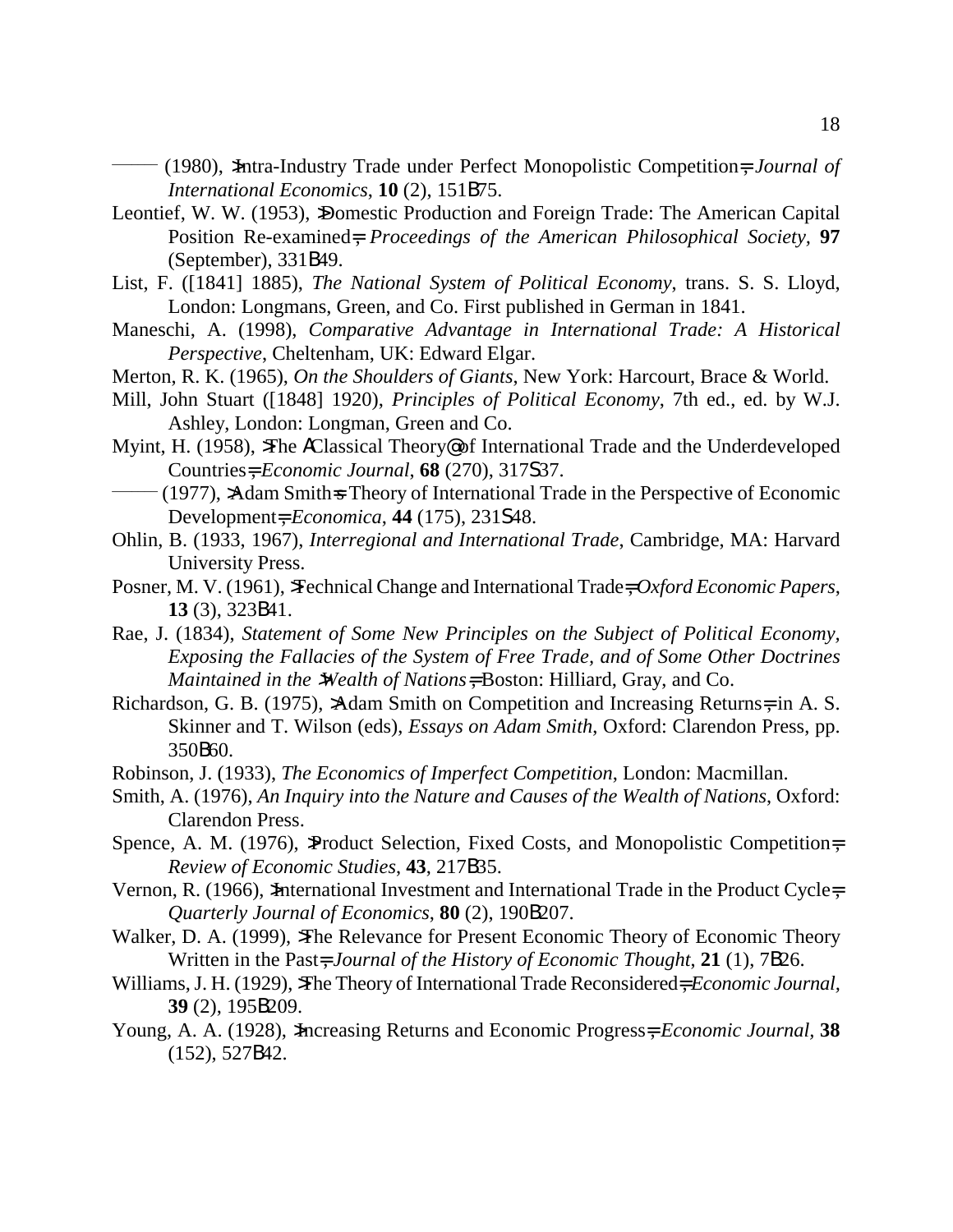——— (1980), ›Intra-Industry Trade under Perfect Monopolistic Competition=, *Journal of International Economics*, **10** (2), 151B75.

Leontief, W. W. (1953), ›Domestic Production and Foreign Trade: The American Capital Position Re-examined=, *Proceedings of the American Philosophical Society*, **97** (September), 331B49.

List, F. ([1841] 1885), *The National System of Political Economy*, trans. S. S. Lloyd, London: Longmans, Green, and Co. First published in German in 1841.

Maneschi, A. (1998), *Comparative Advantage in International Trade: A Historical Perspective*, Cheltenham, UK: Edward Elgar.

Merton, R. K. (1965), *On the Shoulders of Giants*, New York: Harcourt, Brace & World.

Mill, John Stuart ([1848] 1920), *Principles of Political Economy*, 7th ed., ed. by W.J. Ashley, London: Longman, Green and Co.

Myint, H. (1958), ›The AClassical Theory@ of International Trade and the Underdeveloped Countries=, *Economic Journal*, **68** (270), 317S37.

——— (1977), ›Adam Smith=s Theory of International Trade in the Perspective of Economic Development=, *Economica*, **44** (175), 231S48.

Ohlin, B. (1933, 1967), *Interregional and International Trade*, Cambridge, MA: Harvard University Press.

Posner, M. V. (1961), ›Technical Change and International Trade=, *Oxford Economic Papers*, **13** (3), 323B41.

Rae, J. (1834), *Statement of Some New Principles on the Subject of Political Economy, Exposing the Fallacies of the System of Free Trade, and of Some Other Doctrines Maintained in the ›Wealth of Nations=*, Boston: Hilliard, Gray, and Co.

Richardson, G. B. (1975), ›Adam Smith on Competition and Increasing Returns=, in A. S. Skinner and T. Wilson (eds), *Essays on Adam Smith*, Oxford: Clarendon Press, pp. 350B60.

Robinson, J. (1933), *The Economics of Imperfect Competition*, London: Macmillan.

Smith, A. (1976), *An Inquiry into the Nature and Causes of the Wealth of Nations*, Oxford: Clarendon Press.

Spence, A. M. (1976), ›Product Selection, Fixed Costs, and Monopolistic Competition=, *Review of Economic Studies*, **43**, 217B35.

Vernon, R. (1966), ›International Investment and International Trade in the Product Cycle=, *Quarterly Journal of Economics*, **80** (2), 190B207.

Walker, D. A. (1999), ›The Relevance for Present Economic Theory of Economic Theory Written in the Past=, *Journal of the History of Economic Thought*, **21** (1), 7B26.

Williams, J. H. (1929), ›The Theory of International Trade Reconsidered=, *Economic Journal*, **39** (2), 195B209.

Young, A. A. (1928), ›Increasing Returns and Economic Progress=, *Economic Journal*, **38** (152), 527B42.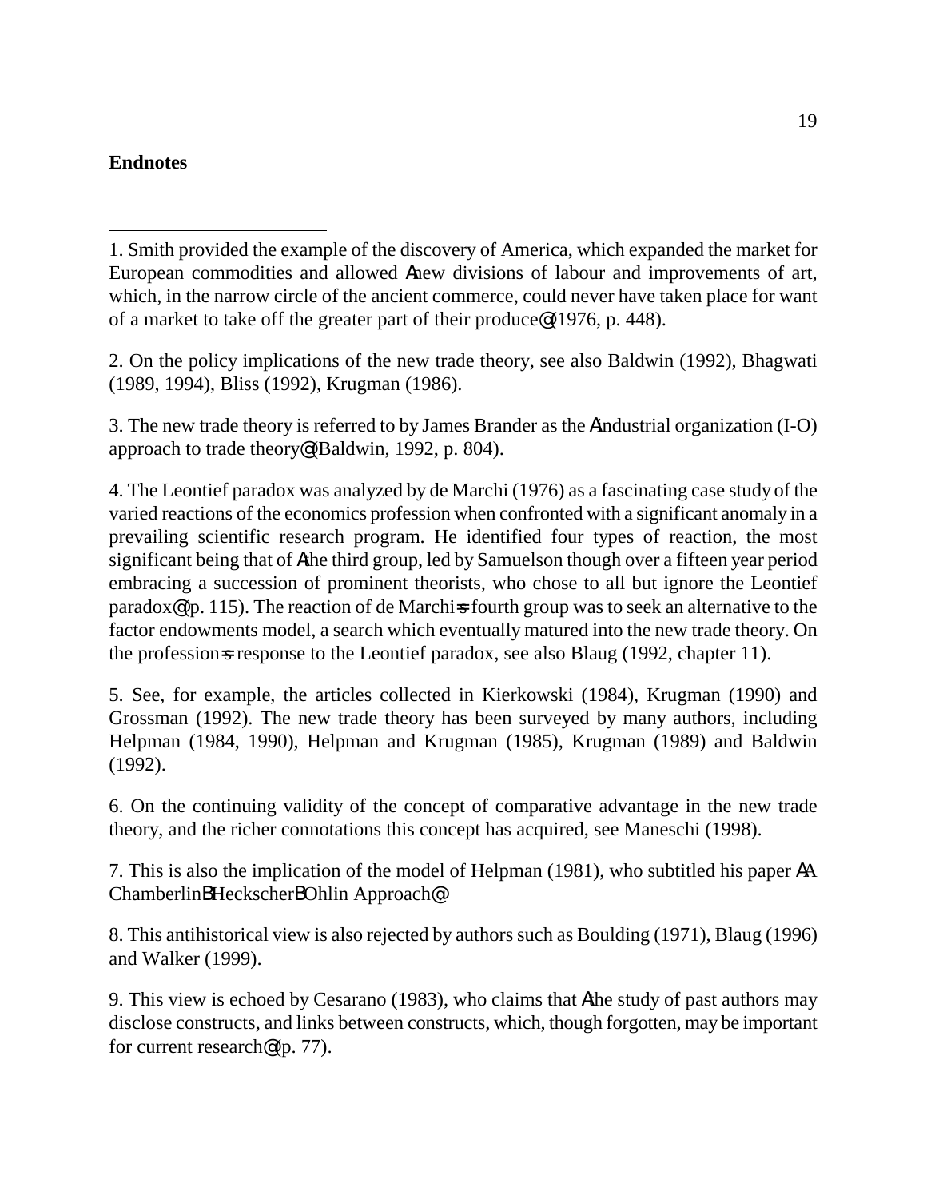**Endnotes**

1. Smith provided the example of the discovery of America, which expanded the market for European commodities and allowed Anew divisions of labour and improvements of art, which, in the narrow circle of the ancient commerce, could never have taken place for want of a market to take off the greater part of their produce@ (1976, p. 448).

2. On the policy implications of the new trade theory, see also Baldwin (1992), Bhagwati (1989, 1994), Bliss (1992), Krugman (1986).

3. The new trade theory is referred to by James Brander as the Aindustrial organization (I-O) approach to trade theory@ (Baldwin, 1992, p. 804).

4. The Leontief paradox was analyzed by de Marchi (1976) as a fascinating case study of the varied reactions of the economics profession when confronted with a significant anomaly in a prevailing scientific research program. He identified four types of reaction, the most significant being that of Athe third group, led by Samuelson though over a fifteen year period embracing a succession of prominent theorists, who chose to all but ignore the Leontief paradox@ (p. 115). The reaction of de Marchi=s fourth group was to seek an alternative to the factor endowments model, a search which eventually matured into the new trade theory. On the profession=s response to the Leontief paradox, see also Blaug (1992, chapter 11).

5. See, for example, the articles collected in Kierkowski (1984), Krugman (1990) and Grossman (1992). The new trade theory has been surveyed by many authors, including Helpman (1984, 1990), Helpman and Krugman (1985), Krugman (1989) and Baldwin (1992).

6. On the continuing validity of the concept of comparative advantage in the new trade theory, and the richer connotations this concept has acquired, see Maneschi (1998).

7. This is also the implication of the model of Helpman (1981), who subtitled his paper AA ChamberlinBHeckscherBOhlin Approach@.

8. This antihistorical view is also rejected by authors such as Boulding (1971), Blaug (1996) and Walker (1999).

9. This view is echoed by Cesarano (1983), who claims that Athe study of past authors may disclose constructs, and links between constructs, which, though forgotten, may be important for current research@ (p. 77).